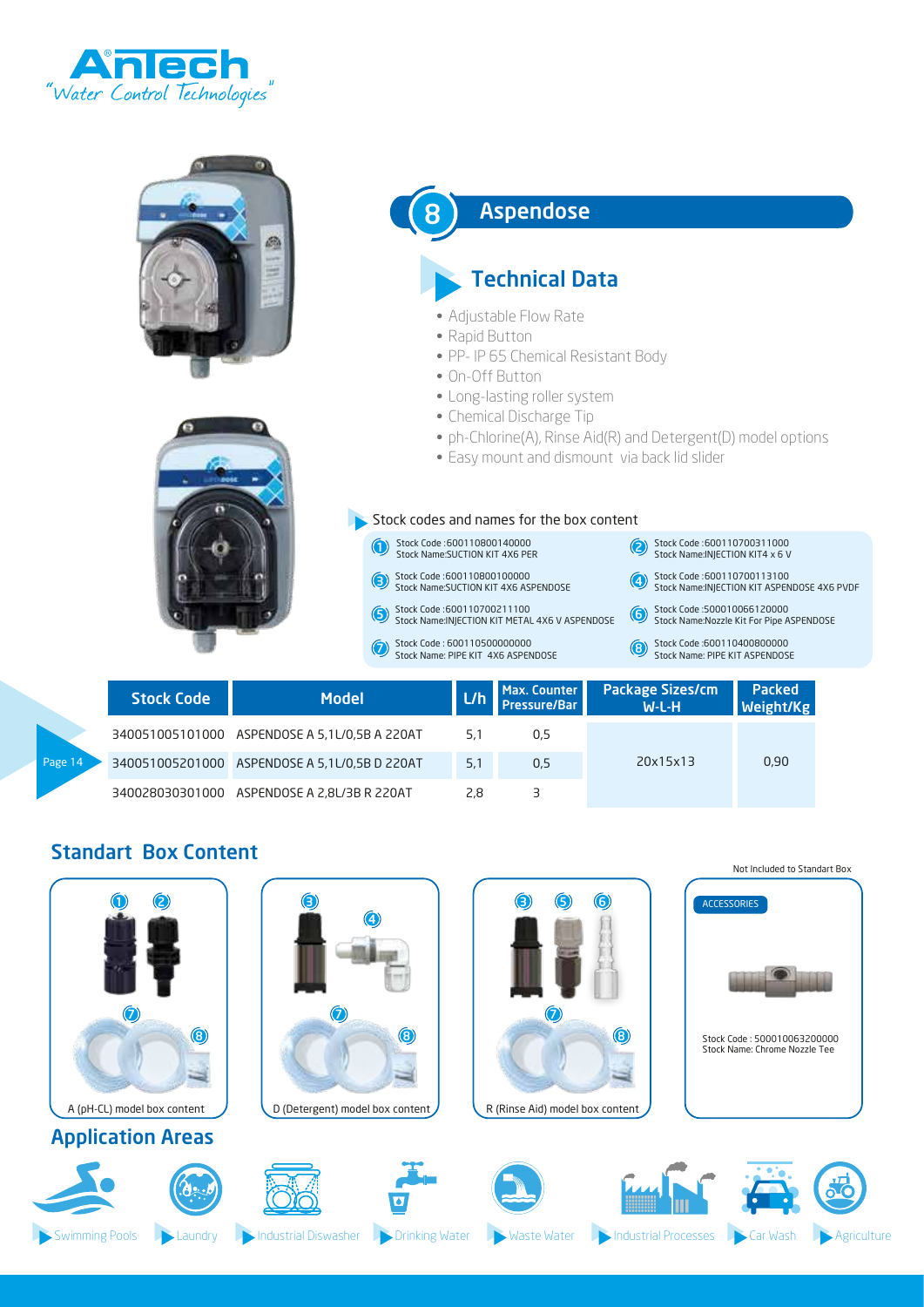AnTech
"Water Control Technologies"

# 8 Aspendose

## Technical Data

- Adjustable Flow Rate
- Rapid Button
- PP- IP 65 Chemical Resistant Body
- On-Off Button
- Long-lasting roller system
- Chemical Discharge Tip
- ph-Chlorine(A), Rinse Aid(R) and Detergent(D) model options
- Easy mount and dismount via back lid slider

### Stock codes and names for the box content

1. Stock Code :600110800140000
   Stock Name:SUCTION KIT 4X6 PER
2. Stock Code :600110700311000
   Stock Name:INJECTION KIT4 x 6 V
3. Stock Code :600110800100000
   Stock Name:SUCTION KIT 4X6 ASPENDOSE
4. Stock Code :600110700113100
   Stock Name:INJECTION KIT ASPENDOSE 4X6 PVDF
5. Stock Code :600110700211100
   Stock Name:INJECTION KIT METAL 4X6 V ASPENDOSE
6. Stock Code :500010066120000
   Stock Name:Nozzle Kit For Pipe ASPENDOSE
7. Stock Code : 600110500000000
   Stock Name: PIPE KIT 4X6 ASPENDOSE
8. Stock Code :600110400800000
   Stock Name: PIPE KIT ASPENDOSE

| Stock Code | Model | L/h | Max. Counter Pressure/Bar | Package Sizes/cm W-L-H | Packed Weight/Kg |
|---|---|---|---|---|---|
| 340051005101000 | ASPENDOSE A 5,1L/0,5B A 220AT | 5,1 | 0,5 | 20x15x13 | 0,90 |
| 340051005201000 | ASPENDOSE A 5,1L/0,5B D 220AT | 5,1 | 0,5 | | |
| 340028030301000 | ASPENDOSE A 2,8L/3B R 220AT | 2,8 | 3 | | |

## Standart Box Content

A (pH-CL) model box content: 1, 2, 7, 8

D (Detergent) model box content: 3, 4, 7, 8

R (Rinse Aid) model box content: 3, 5, 6, 7, 8

Not Included to Standart Box

ACCESSORIES

Stock Code : 500010063200000
Stock Name: Chrome Nozzle Tee

## Application Areas

Swimming Pools · Laundry · Industrial Diswasher · Drinking Water · Waste Water · Industrial Processes · Car Wash · Agriculture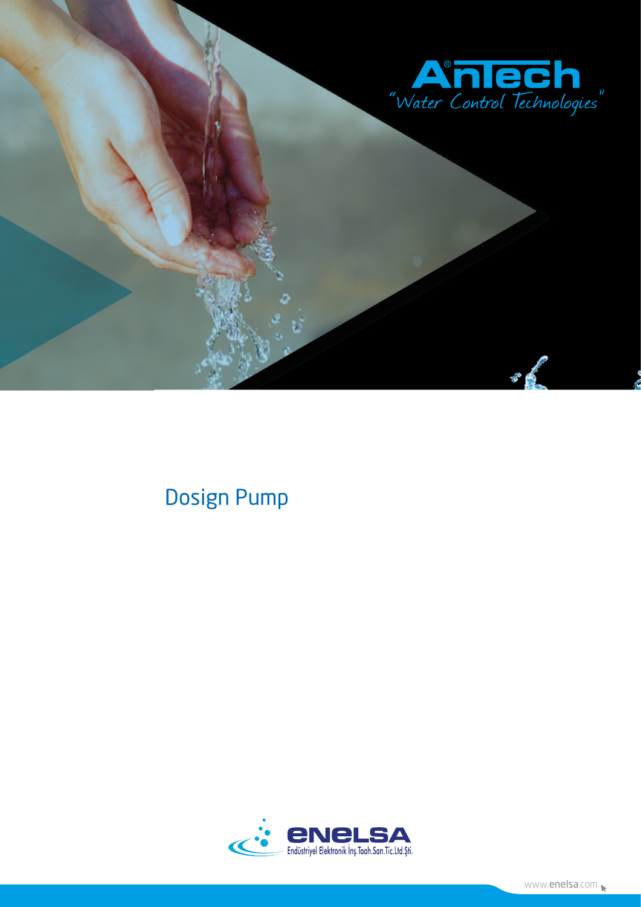AnTech
"Water Control Technologies"

# Dosign Pump

eNeLSA
Endüstriyel Elektronik İnş.Taah.San.Tic.Ltd.Şti.

www.enelsa.com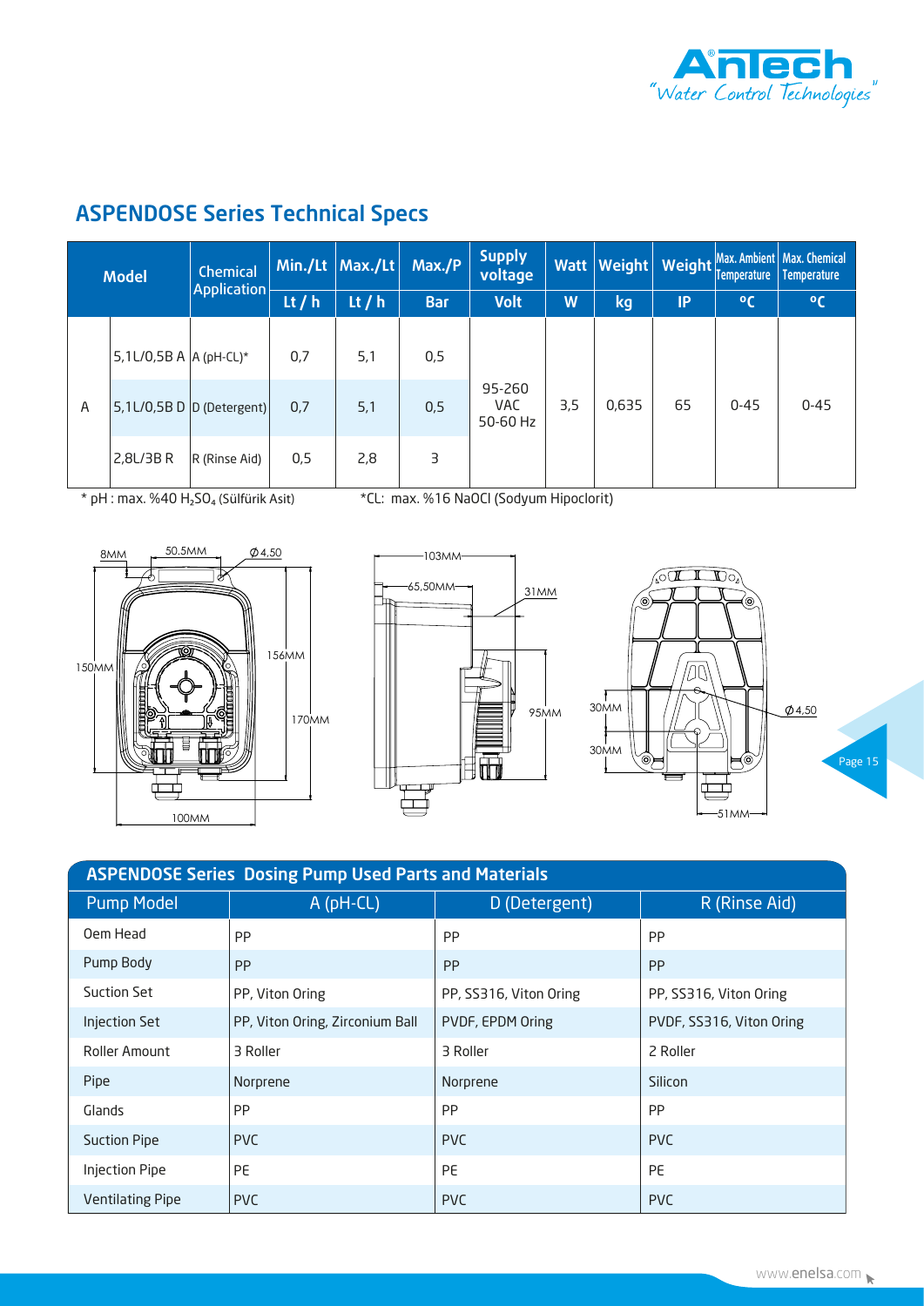## ASPENDOSE Series Technical Specs

| Model | | Chemical Application | Min./Lt | Max./Lt | Max./P | Supply voltage | Watt | Weight | Weight | Max. Ambient Temperature | Max. Chemical Temperature |
|---|---|---|---|---|---|---|---|---|---|---|---|
| | | | Lt / h | Lt / h | Bar | Volt | W | kg | IP | °C | °C |
| A | 5,1L/0,5B A | A (pH-CL)* | 0,7 | 5,1 | 0,5 | 95-260 VAC 50-60 Hz | 3,5 | 0,635 | 65 | 0-45 | 0-45 |
| | 5,1L/0,5B D | D (Detergent) | 0,7 | 5,1 | 0,5 | | | | | | |
| | 2,8L/3B R | R (Rinse Aid) | 0,5 | 2,8 | 3 | | | | | | |

* pH : max. %40 $H_2SO_4$ (Sülfürik Asit)  *CL: max. %16 NaOCl (Sodyum Hipoclorit)

8MM, 50.5MM, Ø4,50, 150MM, 156MM, 170MM, 100MM, 103MM, 65,50MM, 31MM, 95MM, 30MM, 30MM, Ø4,50, 51MM

## ASPENDOSE Series Dosing Pump Used Parts and Materials

| Pump Model | A (pH-CL) | D (Detergent) | R (Rinse Aid) |
|---|---|---|---|
| Oem Head | PP | PP | PP |
| Pump Body | PP | PP | PP |
| Suction Set | PP, Viton Oring | PP, SS316, Viton Oring | PP, SS316, Viton Oring |
| Injection Set | PP, Viton Oring, Zirconium Ball | PVDF, EPDM Oring | PVDF, SS316, Viton Oring |
| Roller Amount | 3 Roller | 3 Roller | 2 Roller |
| Pipe | Norprene | Norprene | Silicon |
| Glands | PP | PP | PP |
| Suction Pipe | PVC | PVC | PVC |
| Injection Pipe | PE | PE | PE |
| Ventilating Pipe | PVC | PVC | PVC |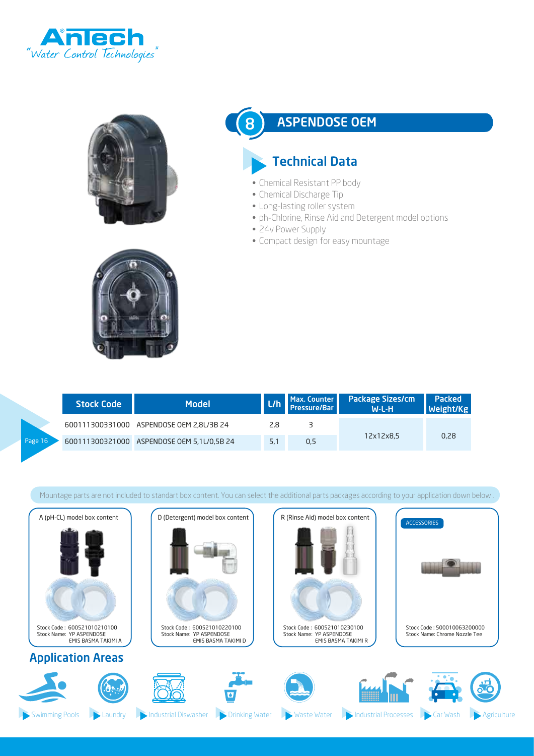## 8 ASPENDOSE OEM

### Technical Data

- Chemical Resistant PP body
- Chemical Discharge Tip
- Long-lasting roller system
- ph-Chlorine, Rinse Aid and Detergent model options
- 24v Power Supply
- Compact design for easy mountage

| Stock Code | Model | L/h | Max. Counter Pressure/Bar | Package Sizes/cm W-L-H | Packed Weight/Kg |
|---|---|---|---|---|---|
| 600111300331000 | ASPENDOSE OEM 2,8L/3B 24 | 2,8 | 3 | 12x12x8,5 | 0,28 |
| 600111300321000 | ASPENDOSE OEM 5,1L/0,5B 24 | 5,1 | 0,5 | | |

Mountage parts are not included to standart box content. You can select the additional parts packages according to your application down below .

**A (pH-CL) model box content**
Stock Code : 600521010210100
Stock Name: YP ASPENDOSE EMIS BASMA TAKIMI A

**D (Detergent) model box content**
Stock Code : 600521010220100
Stock Name: YP ASPENDOSE EMIS BASMA TAKIMI D

**R (Rinse Aid) model box content**
Stock Code : 600521010230100
Stock Name: YP ASPENDOSE EMIS BASMA TAKIMI R

**ACCESSORIES**
Stock Code : 500010063200000
Stock Name: Chrome Nozzle Tee

### Application Areas

Swimming Pools · Laundry · Industrial Diswasher · Drinking Water · Waste Water · Industrial Processes · Car Wash · Agriculture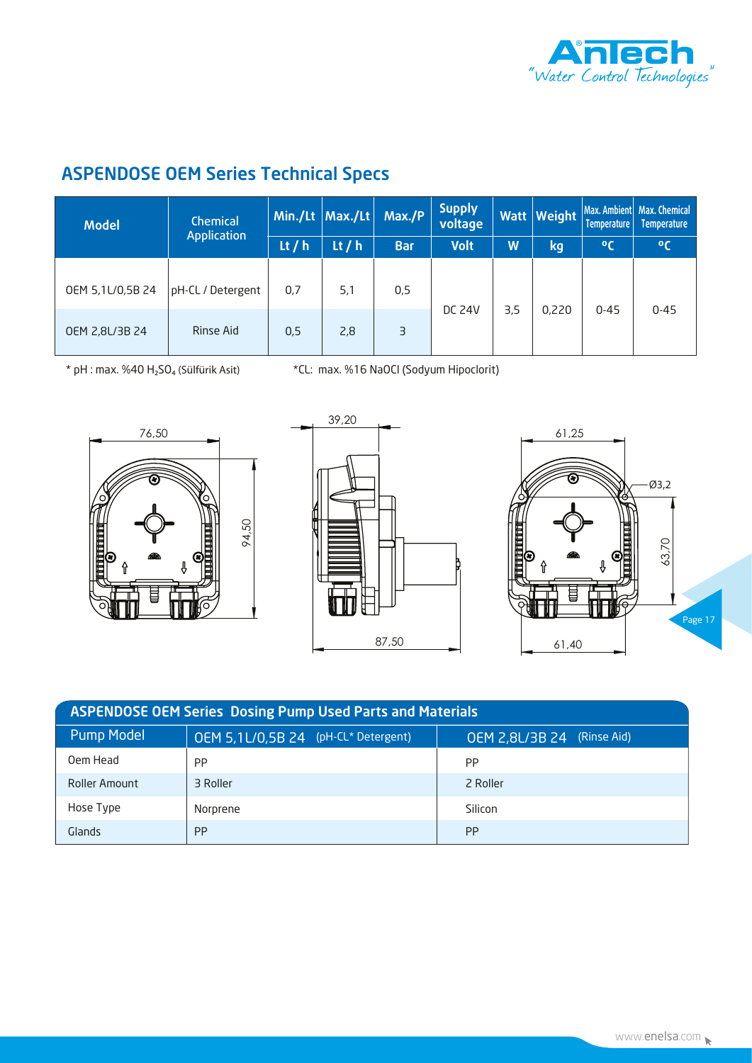## ASPENDOSE OEM Series Technical Specs

| Model | Chemical Application | Min./Lt | Max./Lt | Max./P | Supply voltage | Watt | Weight | Max. Ambient Temperature | Max. Chemical Temperature |
|---|---|---|---|---|---|---|---|---|---|
| | | Lt / h | Lt / h | Bar | Volt | W | kg | °C | °C |
| OEM 5,1L/0,5B 24 | pH-CL / Detergent | 0,7 | 5,1 | 0,5 | DC 24V | 3,5 | 0,220 | 0-45 | 0-45 |
| OEM 2,8L/3B 24 | Rinse Aid | 0,5 | 2,8 | 3 | DC 24V | 3,5 | 0,220 | 0-45 | 0-45 |

* pH : max. %40 $H_2SO_4$ (Sülfürik Asit) *CL: max. %16 NaOCl (Sodyum Hipoclorit)

76,50
94,50
39,20
87,50
61,25
Ø3,2
63,70
61,40

| ASPENDOSE OEM Series Dosing Pump Used Parts and Materials | | |
|---|---|---|
| Pump Model | OEM 5,1L/0,5B 24 (pH-CL* Detergent) | OEM 2,8L/3B 24 (Rinse Aid) |
| Oem Head | PP | PP |
| Roller Amount | 3 Roller | 2 Roller |
| Hose Type | Norprene | Silicon |
| Glands | PP | PP |